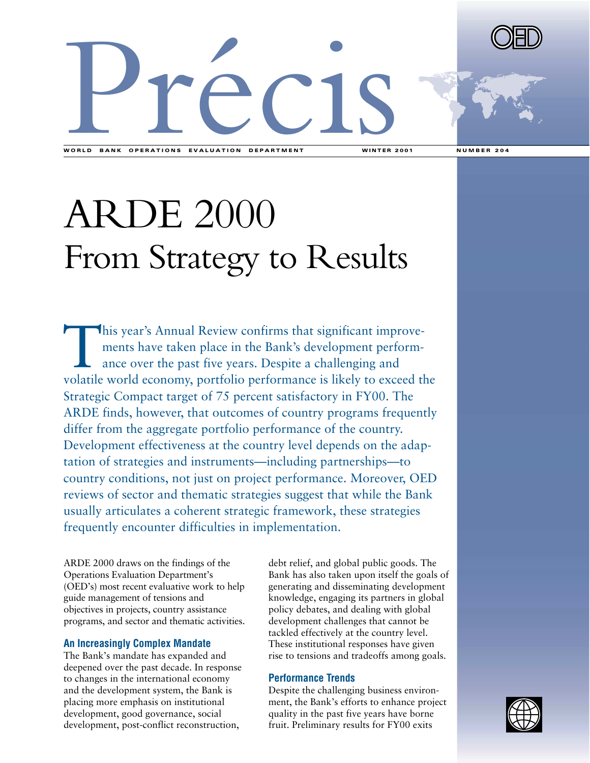# Précis

WORLD BANK OPERATIONS EVALUATION DEPARTMENT WINTER 2001 NUMBER 204

# ARDE 2000
## From Strategy to Results

This year's Annual Review confirms that significant improvements have taken place in the Bank's development performance over the past five years. Despite a challenging and volatile world economy, portfolio performance is likely to exceed the Strategic Compact target of 75 percent satisfactory in FY00. The ARDE finds, however, that outcomes of country programs frequently differ from the aggregate portfolio performance of the country. Development effectiveness at the country level depends on the adaptation of strategies and instruments—including partnerships—to country conditions, not just on project performance. Moreover, OED reviews of sector and thematic strategies suggest that while the Bank usually articulates a coherent strategic framework, these strategies frequently encounter difficulties in implementation.

ARDE 2000 draws on the findings of the Operations Evaluation Department's (OED's) most recent evaluative work to help guide management of tensions and objectives in projects, country assistance programs, and sector and thematic activities.

### An Increasingly Complex Mandate

The Bank's mandate has expanded and deepened over the past decade. In response to changes in the international economy and the development system, the Bank is placing more emphasis on institutional development, good governance, social development, post-conflict reconstruction, debt relief, and global public goods. The Bank has also taken upon itself the goals of generating and disseminating development knowledge, engaging its partners in global policy debates, and dealing with global development challenges that cannot be tackled effectively at the country level. These institutional responses have given rise to tensions and tradeoffs among goals.

### Performance Trends

Despite the challenging business environment, the Bank's efforts to enhance project quality in the past five years have borne fruit. Preliminary results for FY00 exits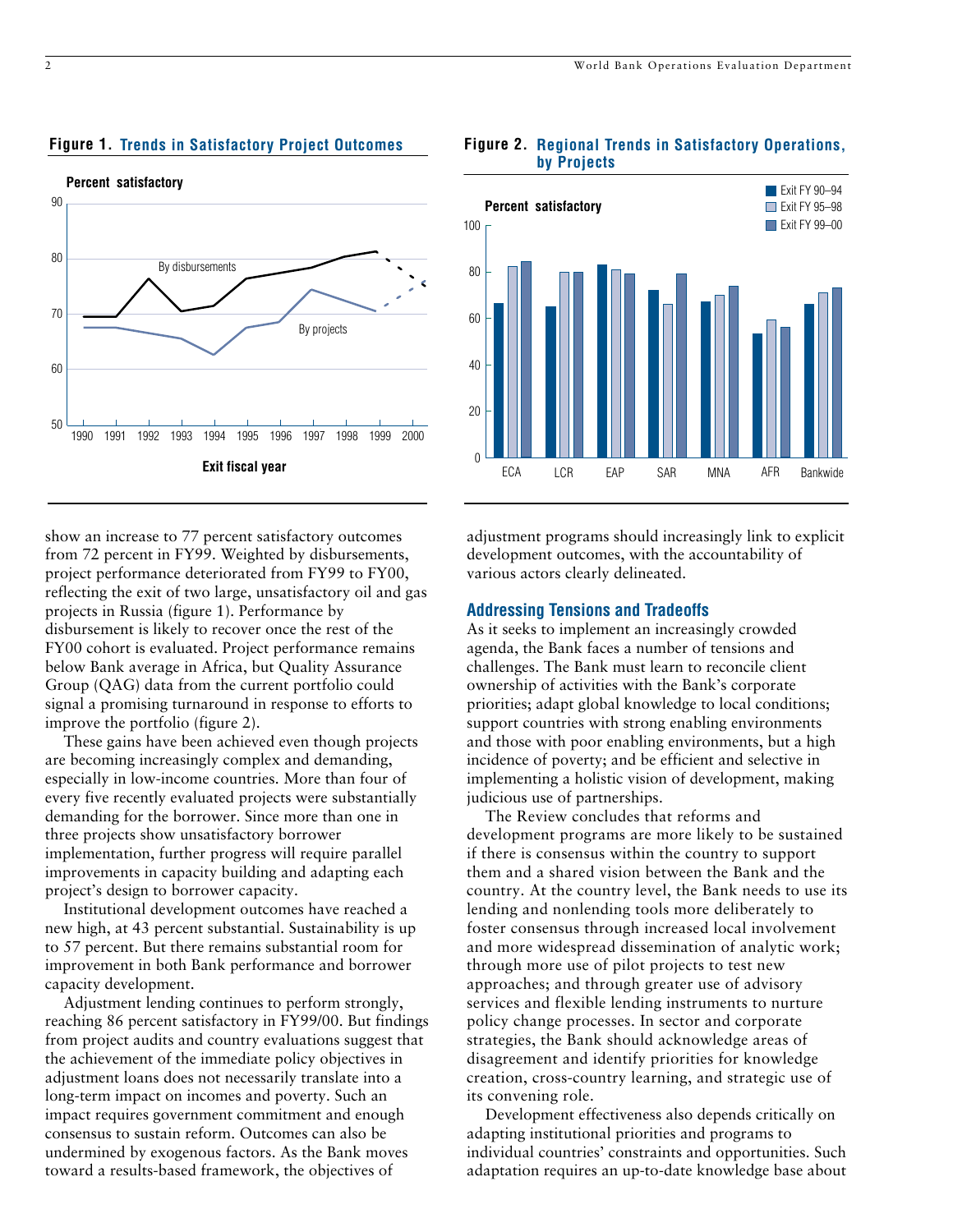**Figure 1. Trends in Satisfactory Project Outcomes**

**Figure 2. Regional Trends in Satisfactory Operations, by Projects**

show an increase to 77 percent satisfactory outcomes from 72 percent in FY99. Weighted by disbursements, project performance deteriorated from FY99 to FY00, reflecting the exit of two large, unsatisfactory oil and gas projects in Russia (figure 1). Performance by disbursement is likely to recover once the rest of the FY00 cohort is evaluated. Project performance remains below Bank average in Africa, but Quality Assurance Group (QAG) data from the current portfolio could signal a promising turnaround in response to efforts to improve the portfolio (figure 2).

These gains have been achieved even though projects are becoming increasingly complex and demanding, especially in low-income countries. More than four of every five recently evaluated projects were substantially demanding for the borrower. Since more than one in three projects show unsatisfactory borrower implementation, further progress will require parallel improvements in capacity building and adapting each project's design to borrower capacity.

Institutional development outcomes have reached a new high, at 43 percent substantial. Sustainability is up to 57 percent. But there remains substantial room for improvement in both Bank performance and borrower capacity development.

Adjustment lending continues to perform strongly, reaching 86 percent satisfactory in FY99/00. But findings from project audits and country evaluations suggest that the achievement of the immediate policy objectives in adjustment loans does not necessarily translate into a long-term impact on incomes and poverty. Such an impact requires government commitment and enough consensus to sustain reform. Outcomes can also be undermined by exogenous factors. As the Bank moves toward a results-based framework, the objectives of adjustment programs should increasingly link to explicit development outcomes, with the accountability of various actors clearly delineated.

## Addressing Tensions and Tradeoffs

As it seeks to implement an increasingly crowded agenda, the Bank faces a number of tensions and challenges. The Bank must learn to reconcile client ownership of activities with the Bank's corporate priorities; adapt global knowledge to local conditions; support countries with strong enabling environments and those with poor enabling environments, but a high incidence of poverty; and be efficient and selective in implementing a holistic vision of development, making judicious use of partnerships.

The Review concludes that reforms and development programs are more likely to be sustained if there is consensus within the country to support them and a shared vision between the Bank and the country. At the country level, the Bank needs to use its lending and nonlending tools more deliberately to foster consensus through increased local involvement and more widespread dissemination of analytic work; through more use of pilot projects to test new approaches; and through greater use of advisory services and flexible lending instruments to nurture policy change processes. In sector and corporate strategies, the Bank should acknowledge areas of disagreement and identify priorities for knowledge creation, cross-country learning, and strategic use of its convening role.

Development effectiveness also depends critically on adapting institutional priorities and programs to individual countries' constraints and opportunities. Such adaptation requires an up-to-date knowledge base about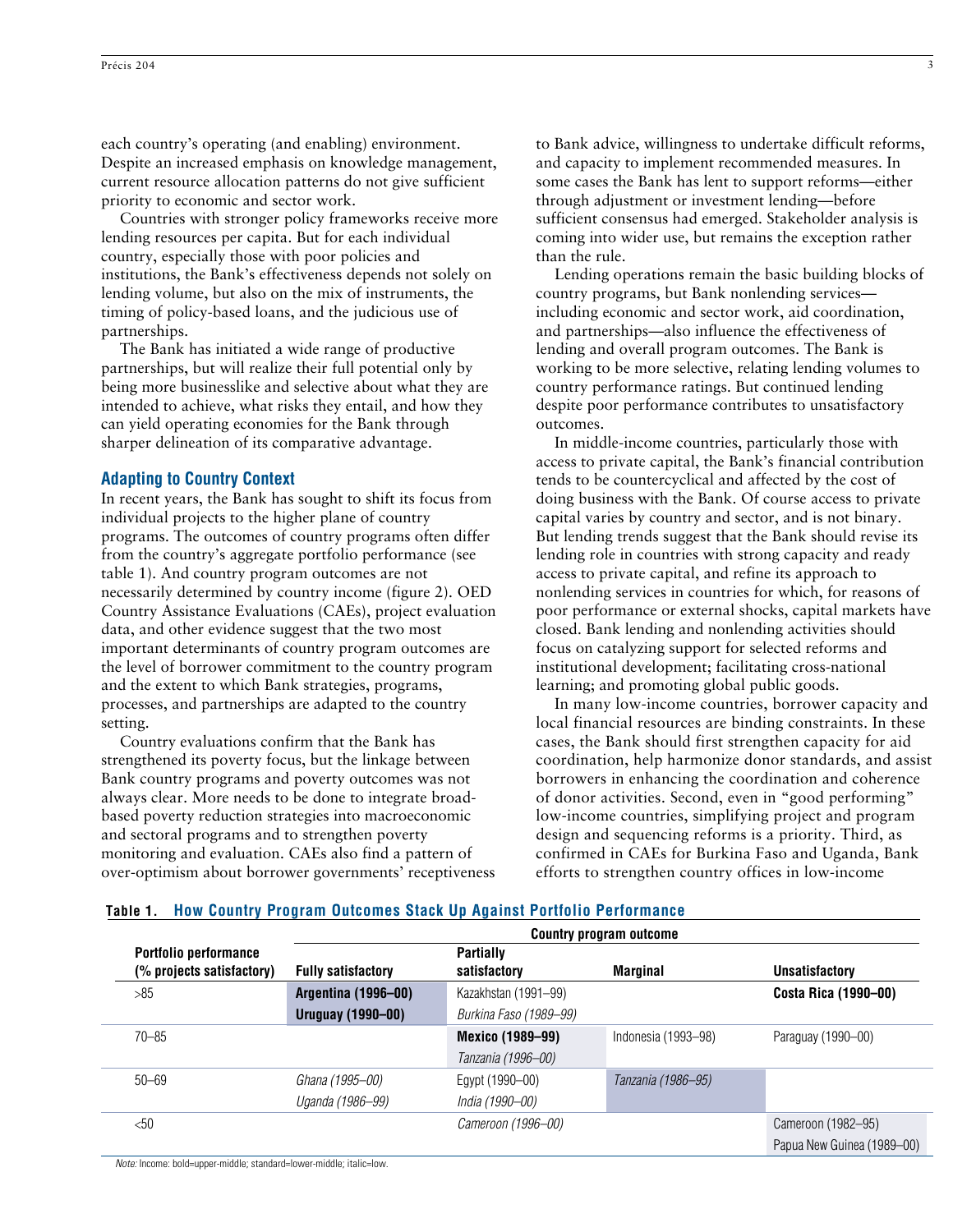each country's operating (and enabling) environment. Despite an increased emphasis on knowledge management, current resource allocation patterns do not give sufficient priority to economic and sector work.

Countries with stronger policy frameworks receive more lending resources per capita. But for each individual country, especially those with poor policies and institutions, the Bank's effectiveness depends not solely on lending volume, but also on the mix of instruments, the timing of policy-based loans, and the judicious use of partnerships.

The Bank has initiated a wide range of productive partnerships, but will realize their full potential only by being more businesslike and selective about what they are intended to achieve, what risks they entail, and how they can yield operating economies for the Bank through sharper delineation of its comparative advantage.

## Adapting to Country Context

In recent years, the Bank has sought to shift its focus from individual projects to the higher plane of country programs. The outcomes of country programs often differ from the country's aggregate portfolio performance (see table 1). And country program outcomes are not necessarily determined by country income (figure 2). OED Country Assistance Evaluations (CAEs), project evaluation data, and other evidence suggest that the two most important determinants of country program outcomes are the level of borrower commitment to the country program and the extent to which Bank strategies, programs, processes, and partnerships are adapted to the country setting.

Country evaluations confirm that the Bank has strengthened its poverty focus, but the linkage between Bank country programs and poverty outcomes was not always clear. More needs to be done to integrate broad-based poverty reduction strategies into macroeconomic and sectoral programs and to strengthen poverty monitoring and evaluation. CAEs also find a pattern of over-optimism about borrower governments' receptiveness to Bank advice, willingness to undertake difficult reforms, and capacity to implement recommended measures. In some cases the Bank has lent to support reforms—either through adjustment or investment lending—before sufficient consensus had emerged. Stakeholder analysis is coming into wider use, but remains the exception rather than the rule.

Lending operations remain the basic building blocks of country programs, but Bank nonlending services—including economic and sector work, aid coordination, and partnerships—also influence the effectiveness of lending and overall program outcomes. The Bank is working to be more selective, relating lending volumes to country performance ratings. But continued lending despite poor performance contributes to unsatisfactory outcomes.

In middle-income countries, particularly those with access to private capital, the Bank's financial contribution tends to be countercyclical and affected by the cost of doing business with the Bank. Of course access to private capital varies by country and sector, and is not binary. But lending trends suggest that the Bank should revise its lending role in countries with strong capacity and ready access to private capital, and refine its approach to nonlending services in countries for which, for reasons of poor performance or external shocks, capital markets have closed. Bank lending and nonlending activities should focus on catalyzing support for selected reforms and institutional development; facilitating cross-national learning; and promoting global public goods.

In many low-income countries, borrower capacity and local financial resources are binding constraints. In these cases, the Bank should first strengthen capacity for aid coordination, help harmonize donor standards, and assist borrowers in enhancing the coordination and coherence of donor activities. Second, even in "good performing" low-income countries, simplifying project and program design and sequencing reforms is a priority. Third, as confirmed in CAEs for Burkina Faso and Uganda, Bank efforts to strengthen country offices in low-income

**Table 1. How Country Program Outcomes Stack Up Against Portfolio Performance**

| Portfolio performance (% projects satisfactory) | Country program outcome: Fully satisfactory | Partially satisfactory | Marginal | Unsatisfactory |
|---|---|---|---|---|
| >85 | **Argentina (1996–00)** | Kazakhstan (1991–99) | | **Costa Rica (1990–00)** |
| | **Uruguay (1990–00)** | *Burkina Faso (1989–99)* | | |
| 70–85 | | **Mexico (1989–99)** | Indonesia (1993–98) | Paraguay (1990–00) |
| | | *Tanzania (1996–00)* | | |
| 50–69 | *Ghana (1995–00)* | Egypt (1990–00) | *Tanzania (1986–95)* | |
| | *Uganda (1986–99)* | *India (1990–00)* | | |
| <50 | | *Cameroon (1996–00)* | | Cameroon (1982–95) |
| | | | | Papua New Guinea (1989–00) |

*Note:* Income: bold=upper-middle; standard=lower-middle; italic=low.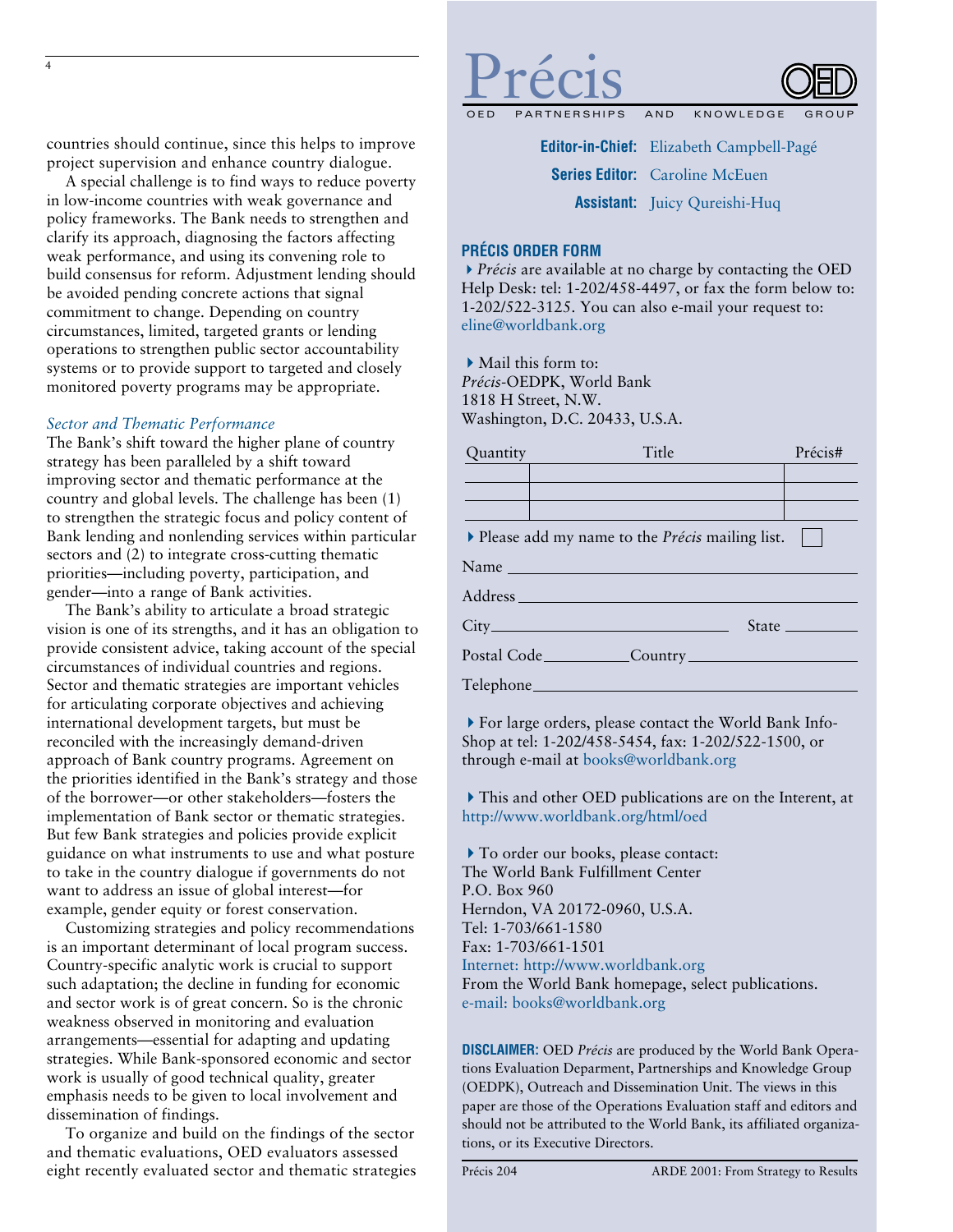countries should continue, since this helps to improve project supervision and enhance country dialogue.

A special challenge is to find ways to reduce poverty in low-income countries with weak governance and policy frameworks. The Bank needs to strengthen and clarify its approach, diagnosing the factors affecting weak performance, and using its convening role to build consensus for reform. Adjustment lending should be avoided pending concrete actions that signal commitment to change. Depending on country circumstances, limited, targeted grants or lending operations to strengthen public sector accountability systems or to provide support to targeted and closely monitored poverty programs may be appropriate.

*Sector and Thematic Performance*

The Bank's shift toward the higher plane of country strategy has been paralleled by a shift toward improving sector and thematic performance at the country and global levels. The challenge has been (1) to strengthen the strategic focus and policy content of Bank lending and nonlending services within particular sectors and (2) to integrate cross-cutting thematic priorities—including poverty, participation, and gender—into a range of Bank activities.

The Bank's ability to articulate a broad strategic vision is one of its strengths, and it has an obligation to provide consistent advice, taking account of the special circumstances of individual countries and regions. Sector and thematic strategies are important vehicles for articulating corporate objectives and achieving international development targets, but must be reconciled with the increasingly demand-driven approach of Bank country programs. Agreement on the priorities identified in the Bank's strategy and those of the borrower—or other stakeholders—fosters the implementation of Bank sector or thematic strategies. But few Bank strategies and policies provide explicit guidance on what instruments to use and what posture to take in the country dialogue if governments do not want to address an issue of global interest—for example, gender equity or forest conservation.

Customizing strategies and policy recommendations is an important determinant of local program success. Country-specific analytic work is crucial to support such adaptation; the decline in funding for economic and sector work is of great concern. So is the chronic weakness observed in monitoring and evaluation arrangements—essential for adapting and updating strategies. While Bank-sponsored economic and sector work is usually of good technical quality, greater emphasis needs to be given to local involvement and dissemination of findings.

To organize and build on the findings of the sector and thematic evaluations, OED evaluators assessed eight recently evaluated sector and thematic strategies

# Précis

OED PARTNERSHIPS AND KNOWLEDGE GROUP

**Editor-in-Chief:** Elizabeth Campbell-Pagé
**Series Editor:** Caroline McEuen
**Assistant:** Juicy Qureishi-Huq

**PRÉCIS ORDER FORM**

▸ *Précis* are available at no charge by contacting the OED Help Desk: tel: 1-202/458-4497, or fax the form below to: 1-202/522-3125. You can also e-mail your request to: eline@worldbank.org

▸ Mail this form to:
*Précis*-OEDPK, World Bank
1818 H Street, N.W.
Washington, D.C. 20433, U.S.A.

| Quantity | Title | Précis# |
|---|---|---|
| | | |
| | | |

▸ Please add my name to the *Précis* mailing list. ☐

Name ______________________

Address ______________________

City ______________________ State ________

Postal Code __________ Country ______________

Telephone ______________________

▸ For large orders, please contact the World Bank Info-Shop at tel: 1-202/458-5454, fax: 1-202/522-1500, or through e-mail at books@worldbank.org

▸ This and other OED publications are on the Interent, at http://www.worldbank.org/html/oed

▸ To order our books, please contact:
The World Bank Fulfillment Center
P.O. Box 960
Herndon, VA 20172-0960, U.S.A.
Tel: 1-703/661-1580
Fax: 1-703/661-1501
Internet: http://www.worldbank.org
From the World Bank homepage, select publications.
e-mail: books@worldbank.org

**DISCLAIMER:** OED *Précis* are produced by the World Bank Operations Evaluation Deparment, Partnerships and Knowledge Group (OEDPK), Outreach and Dissemination Unit. The views in this paper are those of the Operations Evaluation staff and editors and should not be attributed to the World Bank, its affiliated organizations, or its Executive Directors.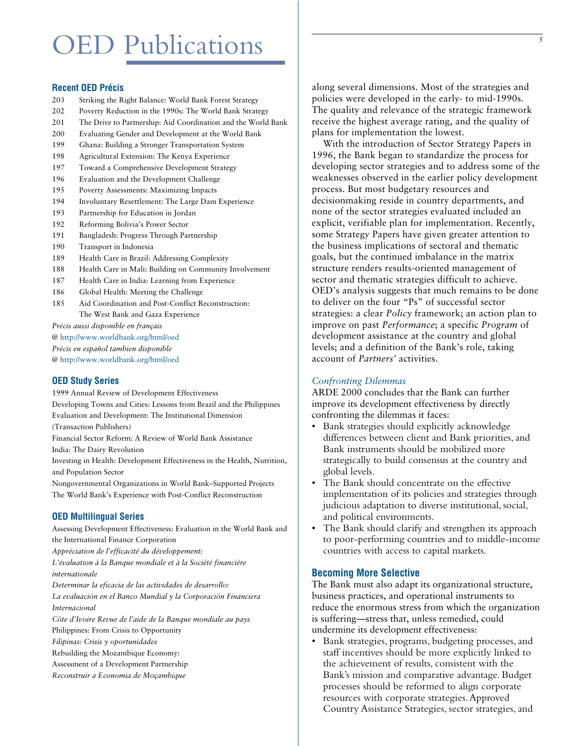# OED Publications

### Recent OED Précis

203 Striking the Right Balance: World Bank Forest Strategy
202 Poverty Reduction in the 1990s: The World Bank Strategy
201 The Drive to Partnership: Aid Coordination and the World Bank
200 Evaluating Gender and Development at the World Bank
199 Ghana: Building a Stronger Transportation System
198 Agricultural Extension: The Kenya Experience
197 Toward a Comprehensive Development Strategy
196 Evaluation and the Development Challenge
195 Poverty Assessments: Maximizing Impacts
194 Involuntary Resettlement: The Large Dam Experience
193 Partnership for Education in Jordan
192 Reforming Bolivia's Power Sector
191 Bangladesh: Progress Through Partnership
190 Transport in Indonesia
189 Health Care in Brazil: Addressing Complexity
188 Health Care in Mali: Building on Community Involvement
187 Health Care in India: Learning from Experience
186 Global Health: Meeting the Challenge
185 Aid Coordination and Post-Conflict Reconstruction: The West Bank and Gaza Experience

*Précis aussi disponible en français*
@ http://www.worldbank.org/html/oed
*Précis en español tambien disponible*
@ http://www.worldbank.org/html/oed

### OED Study Series

1999 Annual Review of Development Effectiveness
Developing Towns and Cities: Lessons from Brazil and the Philippines
Evaluation and Development: The Institutional Dimension (Transaction Publishers)
Financial Sector Reform: A Review of World Bank Assistance
India: The Dairy Revolution
Investing in Health: Development Effectiveness in the Health, Nutrition, and Population Sector
Nongovernmental Organizations in World Bank–Supported Projects
The World Bank's Experience with Post-Conflict Reconstruction

### OED Multilingual Series

Assessing Development Effectiveness: Evaluation in the World Bank and the International Finance Corporation
*Appréciation de l'efficacité du développement: L'évaluation à la Banque mondiale et à la Société financiére internationale*
*Determinar la eficacia de las actividades de desarrollo: La evaluación en el Banco Mundial y la Corporación Financiera Internacional*
*Côte d'Ivoire Revue de l'aide de la Banque mondiale au pays*
Philippines: From Crisis to Opportunity
*Filipinas: Crisis y oportunidades*
Rebuilding the Mozambique Economy: Assessment of a Development Partnership
*Reconstruir a Economia de Moçambique*

along several dimensions. Most of the strategies and policies were developed in the early- to mid-1990s. The quality and relevance of the strategic framework receive the highest average rating, and the quality of plans for implementation the lowest.

With the introduction of Sector Strategy Papers in 1996, the Bank began to standardize the process for developing sector strategies and to address some of the weaknesses observed in the earlier policy development process. But most budgetary resources and decisionmaking reside in country departments, and none of the sector strategies evaluated included an explicit, verifiable plan for implementation. Recently, some Strategy Papers have given greater attention to the business implications of sectoral and thematic goals, but the continued imbalance in the matrix structure renders results-oriented management of sector and thematic strategies difficult to achieve. OED's analysis suggests that much remains to be done to deliver on the four "Ps" of successful sector strategies: a clear *Policy* framework; an action plan to improve on past *Performance*; a specific *Program* of development assistance at the country and global levels; and a definition of the Bank's role, taking account of *Partners'* activities.

#### *Confronting Dilemmas*

ARDE 2000 concludes that the Bank can further improve its development effectiveness by directly confronting the dilemmas it faces:

- Bank strategies should explicitly acknowledge differences between client and Bank priorities, and Bank instruments should be mobilized more strategically to build consensus at the country and global levels.
- The Bank should concentrate on the effective implementation of its policies and strategies through judicious adaptation to diverse institutional, social, and political environments.
- The Bank should clarify and strengthen its approach to poor-performing countries and to middle-income countries with access to capital markets.

### Becoming More Selective

The Bank must also adapt its organizational structure, business practices, and operational instruments to reduce the enormous stress from which the organization is suffering—stress that, unless remedied, could undermine its development effectiveness:

- Bank strategies, programs, budgeting processes, and staff incentives should be more explicitly linked to the achievement of results, consistent with the Bank's mission and comparative advantage. Budget processes should be reformed to align corporate resources with corporate strategies. Approved Country Assistance Strategies, sector strategies, and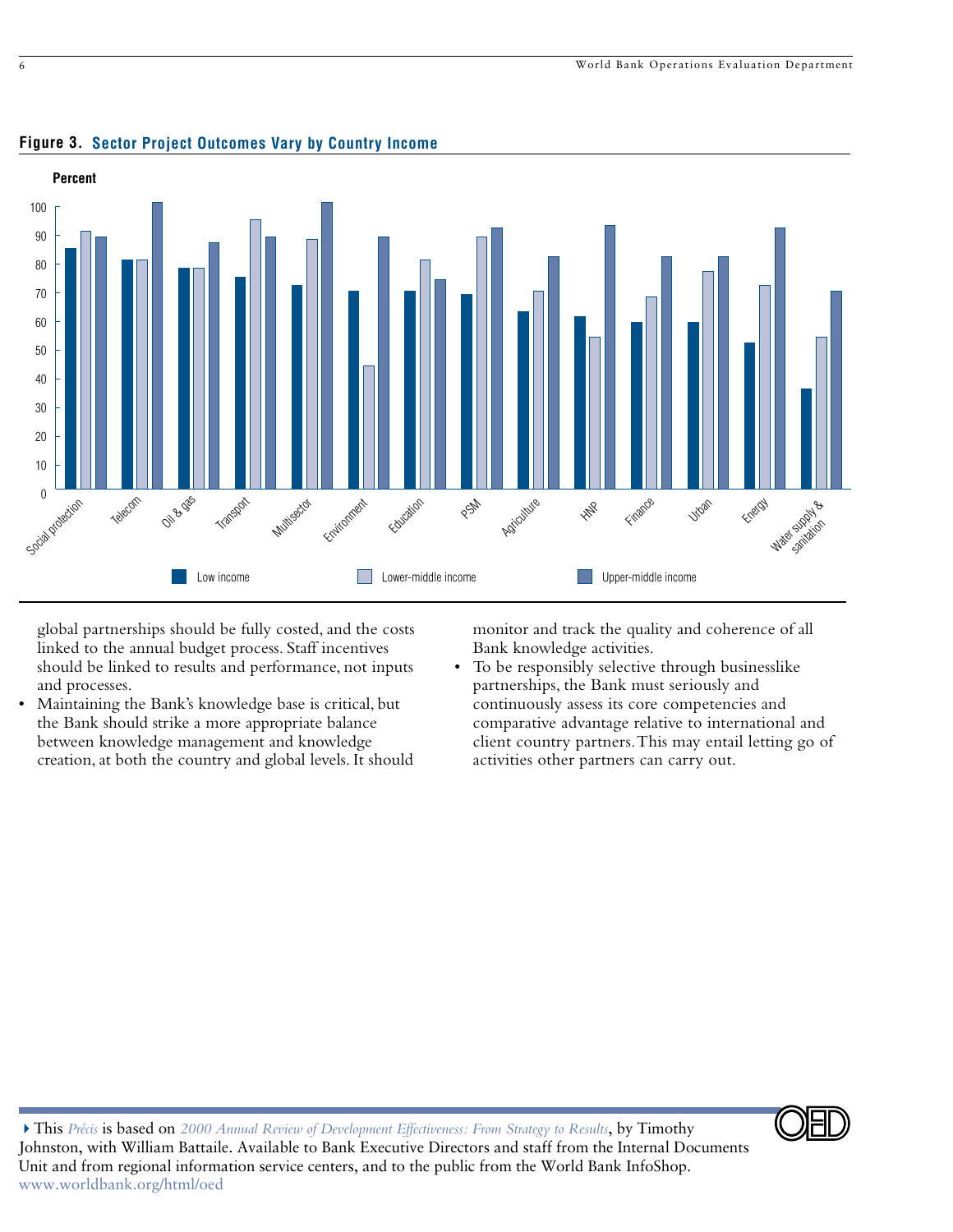**Figure 3. Sector Project Outcomes Vary by Country Income**

Percent

100
90
80
70
60
50
40
30
20
10
0

Social protection
Telecom
Oil & gas
Transport
Multisector
Environment
Education
PSM
Agriculture
HNP
Finance
Urban
Energy
Water supply & sanitation

Low income
Lower-middle income
Upper-middle income

global partnerships should be fully costed, and the costs linked to the annual budget process. Staff incentives should be linked to results and performance, not inputs and processes.

- Maintaining the Bank's knowledge base is critical, but the Bank should strike a more appropriate balance between knowledge management and knowledge creation, at both the country and global levels. It should monitor and track the quality and coherence of all Bank knowledge activities.
- To be responsibly selective through businesslike partnerships, the Bank must seriously and continuously assess its core competencies and comparative advantage relative to international and client country partners. This may entail letting go of activities other partners can carry out.

---

This *Précis* is based on *2000 Annual Review of Development Effectiveness: From Strategy to Results*, by Timothy Johnston, with William Battaile. Available to Bank Executive Directors and staff from the Internal Documents Unit and from regional information service centers, and to the public from the World Bank InfoShop.
www.worldbank.org/html/oed

OED